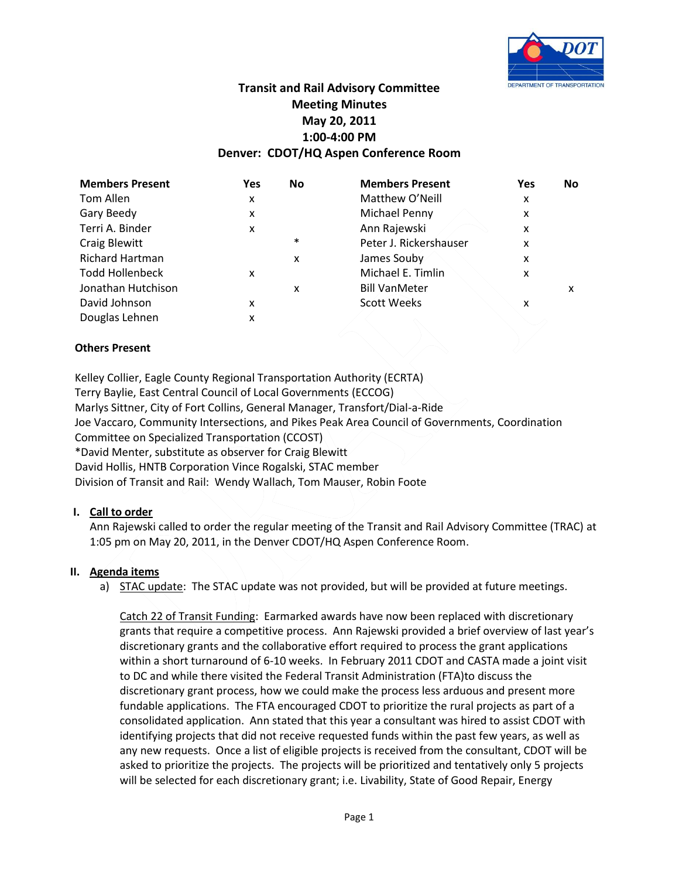# Transit and Rail Advisory Committee
## Meeting Minutes
## May 20, 2011
## 1:00-4:00 PM
## Denver: CDOT/HQ Aspen Conference Room

| Members Present | Yes | No | Members Present | Yes | No |
|---|---|---|---|---|---|
| Tom Allen | x | | Matthew O'Neill | x | |
| Gary Beedy | x | | Michael Penny | x | |
| Terri A. Binder | x | | Ann Rajewski | x | |
| Craig Blewitt | | * | Peter J. Rickershauser | x | |
| Richard Hartman | | x | James Souby | x | |
| Todd Hollenbeck | x | | Michael E. Timlin | x | |
| Jonathan Hutchison | | x | Bill VanMeter | | x |
| David Johnson | x | | Scott Weeks | x | |
| Douglas Lehnen | x | | | | |

**Others Present**

Kelley Collier, Eagle County Regional Transportation Authority (ECRTA)
Terry Baylie, East Central Council of Local Governments (ECCOG)
Marlys Sittner, City of Fort Collins, General Manager, Transfort/Dial-a-Ride
Joe Vaccaro, Community Intersections, and Pikes Peak Area Council of Governments, Coordination Committee on Specialized Transportation (CCOST)
*David Menter, substitute as observer for Craig Blewitt
David Hollis, HNTB Corporation Vince Rogalski, STAC member
Division of Transit and Rail: Wendy Wallach, Tom Mauser, Robin Foote

## I. Call to order

Ann Rajewski called to order the regular meeting of the Transit and Rail Advisory Committee (TRAC) at 1:05 pm on May 20, 2011, in the Denver CDOT/HQ Aspen Conference Room.

## II. Agenda items

a) STAC update: The STAC update was not provided, but will be provided at future meetings.

Catch 22 of Transit Funding: Earmarked awards have now been replaced with discretionary grants that require a competitive process. Ann Rajewski provided a brief overview of last year's discretionary grants and the collaborative effort required to process the grant applications within a short turnaround of 6-10 weeks. In February 2011 CDOT and CASTA made a joint visit to DC and while there visited the Federal Transit Administration (FTA)to discuss the discretionary grant process, how we could make the process less arduous and present more fundable applications. The FTA encouraged CDOT to prioritize the rural projects as part of a consolidated application. Ann stated that this year a consultant was hired to assist CDOT with identifying projects that did not receive requested funds within the past few years, as well as any new requests. Once a list of eligible projects is received from the consultant, CDOT will be asked to prioritize the projects. The projects will be prioritized and tentatively only 5 projects will be selected for each discretionary grant; i.e. Livability, State of Good Repair, Energy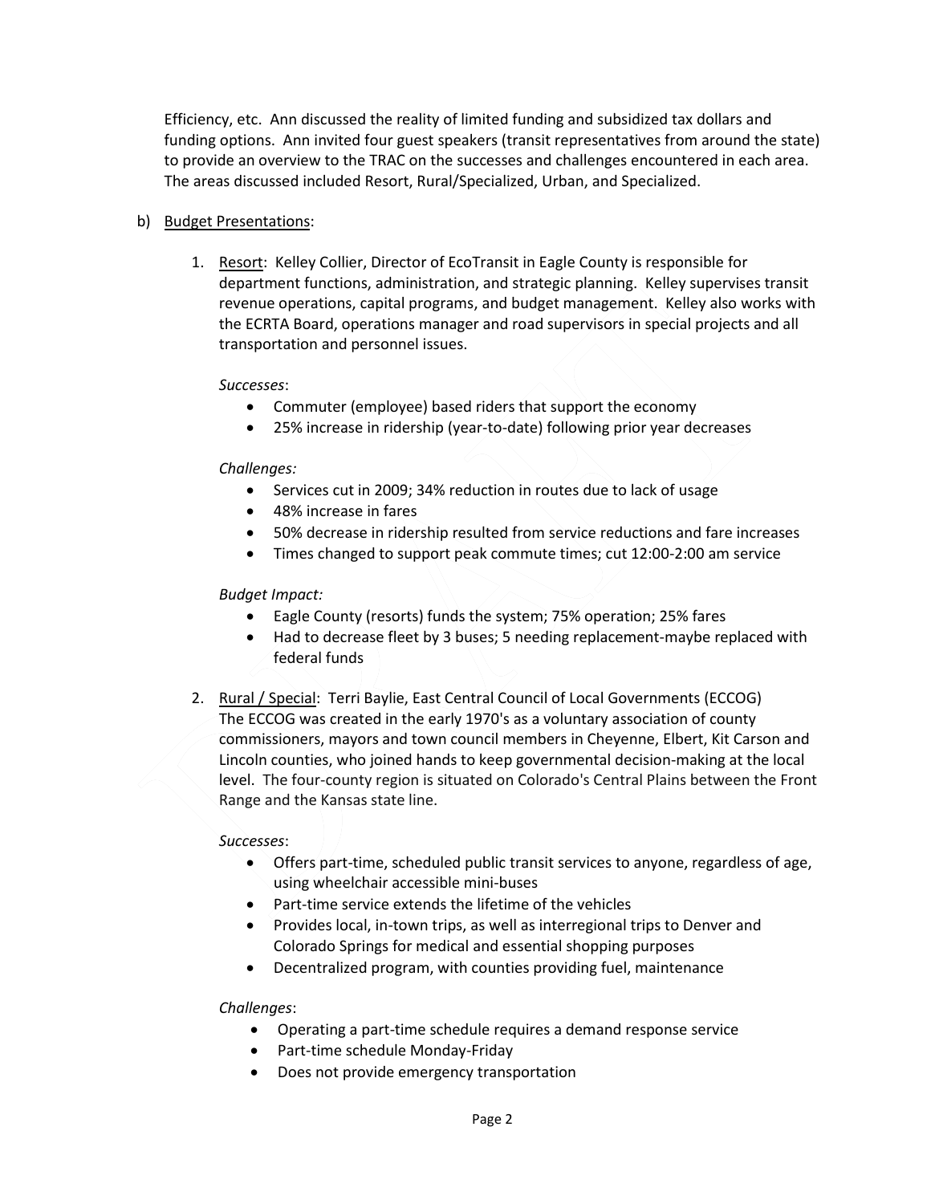Efficiency, etc. Ann discussed the reality of limited funding and subsidized tax dollars and funding options. Ann invited four guest speakers (transit representatives from around the state) to provide an overview to the TRAC on the successes and challenges encountered in each area. The areas discussed included Resort, Rural/Specialized, Urban, and Specialized.

b) Budget Presentations:

1. Resort: Kelley Collier, Director of EcoTransit in Eagle County is responsible for department functions, administration, and strategic planning. Kelley supervises transit revenue operations, capital programs, and budget management. Kelley also works with the ECRTA Board, operations manager and road supervisors in special projects and all transportation and personnel issues.

   *Successes*:
   - Commuter (employee) based riders that support the economy
   - 25% increase in ridership (year-to-date) following prior year decreases

   *Challenges:*
   - Services cut in 2009; 34% reduction in routes due to lack of usage
   - 48% increase in fares
   - 50% decrease in ridership resulted from service reductions and fare increases
   - Times changed to support peak commute times; cut 12:00-2:00 am service

   *Budget Impact:*
   - Eagle County (resorts) funds the system; 75% operation; 25% fares
   - Had to decrease fleet by 3 buses; 5 needing replacement-maybe replaced with federal funds

2. Rural / Special: Terri Baylie, East Central Council of Local Governments (ECCOG) The ECCOG was created in the early 1970's as a voluntary association of county commissioners, mayors and town council members in Cheyenne, Elbert, Kit Carson and Lincoln counties, who joined hands to keep governmental decision-making at the local level. The four-county region is situated on Colorado's Central Plains between the Front Range and the Kansas state line.

   *Successes*:
   - Offers part-time, scheduled public transit services to anyone, regardless of age, using wheelchair accessible mini-buses
   - Part-time service extends the lifetime of the vehicles
   - Provides local, in-town trips, as well as interregional trips to Denver and Colorado Springs for medical and essential shopping purposes
   - Decentralized program, with counties providing fuel, maintenance

   *Challenges*:
   - Operating a part-time schedule requires a demand response service
   - Part-time schedule Monday-Friday
   - Does not provide emergency transportation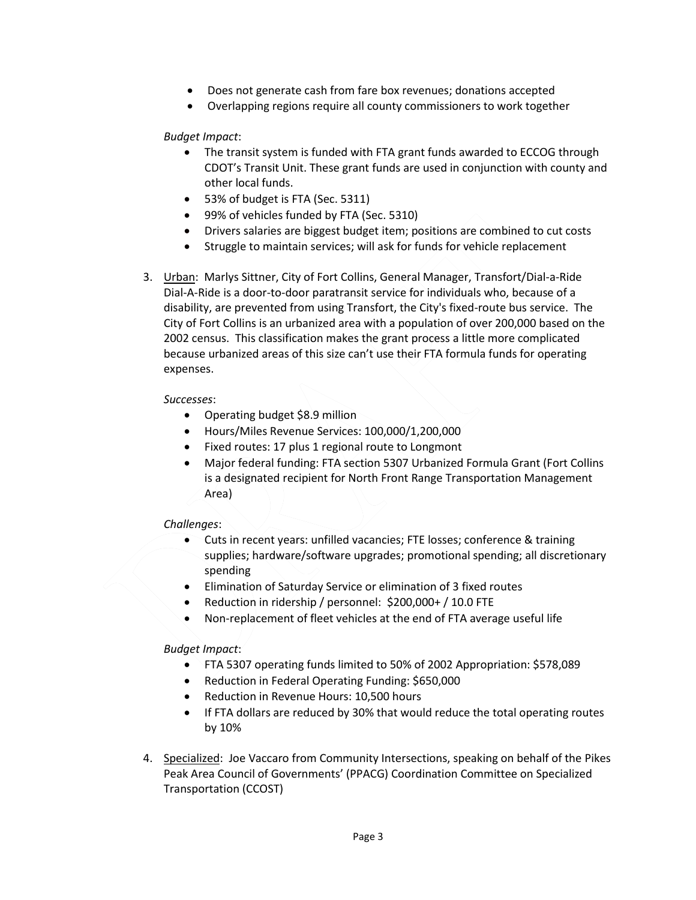- Does not generate cash from fare box revenues; donations accepted
- Overlapping regions require all county commissioners to work together

*Budget Impact*:

- The transit system is funded with FTA grant funds awarded to ECCOG through CDOT's Transit Unit. These grant funds are used in conjunction with county and other local funds.
- 53% of budget is FTA (Sec. 5311)
- 99% of vehicles funded by FTA (Sec. 5310)
- Drivers salaries are biggest budget item; positions are combined to cut costs
- Struggle to maintain services; will ask for funds for vehicle replacement

3. Urban: Marlys Sittner, City of Fort Collins, General Manager, Transfort/Dial-a-Ride Dial-A-Ride is a door-to-door paratransit service for individuals who, because of a disability, are prevented from using Transfort, the City's fixed-route bus service. The City of Fort Collins is an urbanized area with a population of over 200,000 based on the 2002 census. This classification makes the grant process a little more complicated because urbanized areas of this size can't use their FTA formula funds for operating expenses.

   *Successes*:

   - Operating budget $8.9 million
   - Hours/Miles Revenue Services: 100,000/1,200,000
   - Fixed routes: 17 plus 1 regional route to Longmont
   - Major federal funding: FTA section 5307 Urbanized Formula Grant (Fort Collins is a designated recipient for North Front Range Transportation Management Area)

   *Challenges*:

   - Cuts in recent years: unfilled vacancies; FTE losses; conference & training supplies; hardware/software upgrades; promotional spending; all discretionary spending
   - Elimination of Saturday Service or elimination of 3 fixed routes
   - Reduction in ridership / personnel: $200,000+ / 10.0 FTE
   - Non-replacement of fleet vehicles at the end of FTA average useful life

   *Budget Impact*:

   - FTA 5307 operating funds limited to 50% of 2002 Appropriation: $578,089
   - Reduction in Federal Operating Funding: $650,000
   - Reduction in Revenue Hours: 10,500 hours
   - If FTA dollars are reduced by 30% that would reduce the total operating routes by 10%

4. Specialized: Joe Vaccaro from Community Intersections, speaking on behalf of the Pikes Peak Area Council of Governments' (PPACG) Coordination Committee on Specialized Transportation (CCOST)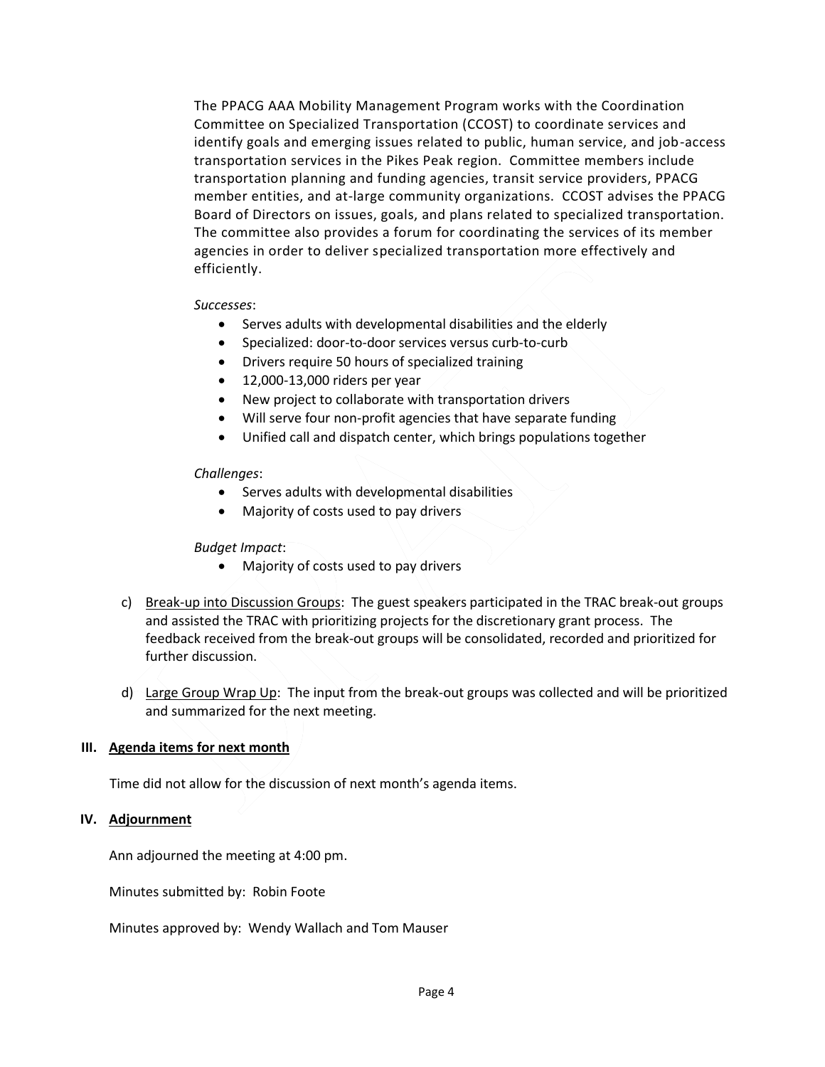The PPACG AAA Mobility Management Program works with the Coordination Committee on Specialized Transportation (CCOST) to coordinate services and identify goals and emerging issues related to public, human service, and job-access transportation services in the Pikes Peak region. Committee members include transportation planning and funding agencies, transit service providers, PPACG member entities, and at-large community organizations. CCOST advises the PPACG Board of Directors on issues, goals, and plans related to specialized transportation. The committee also provides a forum for coordinating the services of its member agencies in order to deliver specialized transportation more effectively and efficiently.

*Successes*:

- Serves adults with developmental disabilities and the elderly
- Specialized: door-to-door services versus curb-to-curb
- Drivers require 50 hours of specialized training
- 12,000-13,000 riders per year
- New project to collaborate with transportation drivers
- Will serve four non-profit agencies that have separate funding
- Unified call and dispatch center, which brings populations together

*Challenges*:

- Serves adults with developmental disabilities
- Majority of costs used to pay drivers

*Budget Impact*:

- Majority of costs used to pay drivers

c) Break-up into Discussion Groups: The guest speakers participated in the TRAC break-out groups and assisted the TRAC with prioritizing projects for the discretionary grant process. The feedback received from the break-out groups will be consolidated, recorded and prioritized for further discussion.

d) Large Group Wrap Up: The input from the break-out groups was collected and will be prioritized and summarized for the next meeting.

## III. Agenda items for next month

Time did not allow for the discussion of next month's agenda items.

## IV. Adjournment

Ann adjourned the meeting at 4:00 pm.

Minutes submitted by: Robin Foote

Minutes approved by: Wendy Wallach and Tom Mauser